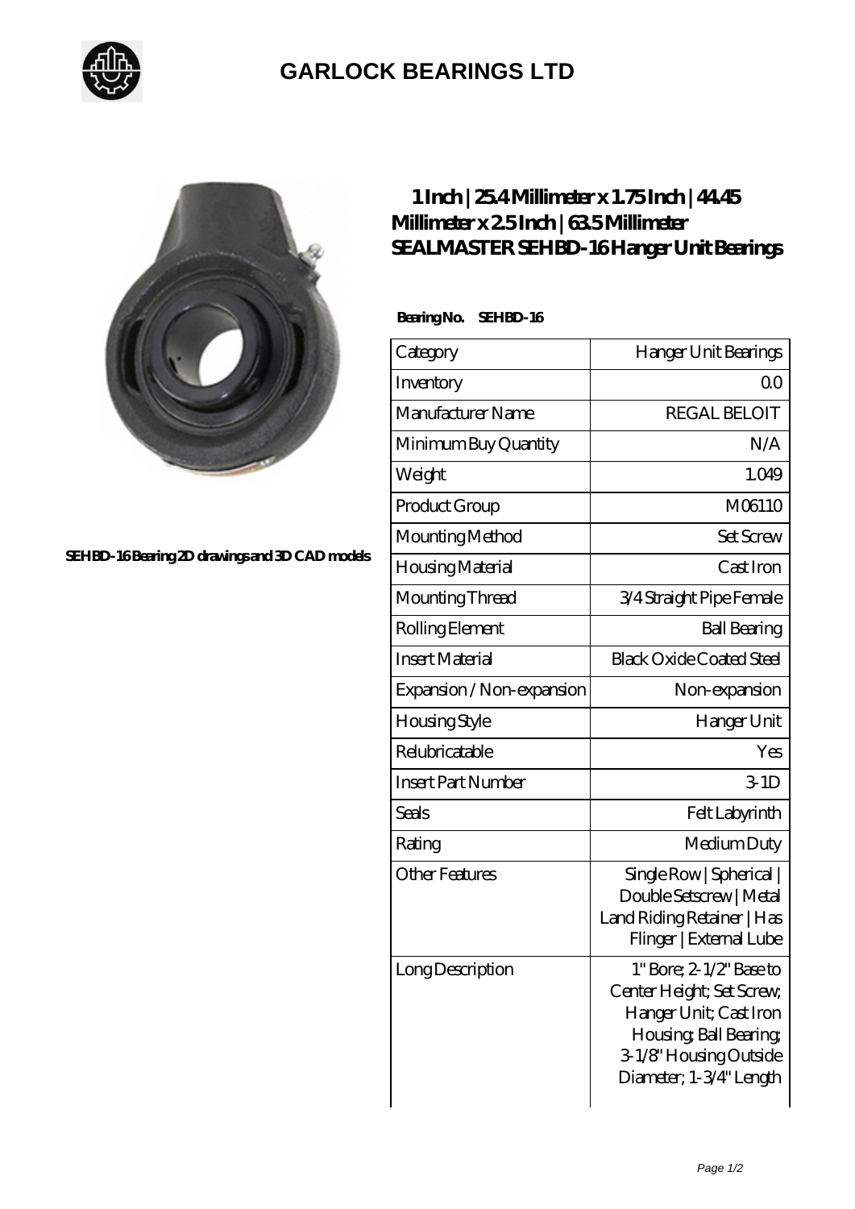# GARLOCK BEARINGS LTD

SEHBD-16 Bearing 2D drawings and 3D CAD models

## 1 Inch | 25.4 Millimeter x 1.75 Inch | 44.45 Millimeter x 2.5 Inch | 63.5 Millimeter SEALMASTER SEHBD-16 Hanger Unit Bearings

**Bearing No. SEHBD-16**

| Category | Hanger Unit Bearings |
|---|---|
| Inventory | 0.0 |
| Manufacturer Name | REGAL BELOIT |
| Minimum Buy Quantity | N/A |
| Weight | 1.049 |
| Product Group | M06110 |
| Mounting Method | Set Screw |
| Housing Material | Cast Iron |
| Mounting Thread | 3/4 Straight Pipe Female |
| Rolling Element | Ball Bearing |
| Insert Material | Black Oxide Coated Steel |
| Expansion / Non-expansion | Non-expansion |
| Housing Style | Hanger Unit |
| Relubricatable | Yes |
| Insert Part Number | 3-1D |
| Seals | Felt Labyrinth |
| Rating | Medium Duty |
| Other Features | Single Row \| Spherical \| Double Setscrew \| Metal Land Riding Retainer \| Has Flinger \| External Lube |
| Long Description | 1" Bore; 2-1/2" Base to Center Height; Set Screw; Hanger Unit; Cast Iron Housing; Ball Bearing; 3-1/8" Housing Outside Diameter; 1-3/4" Length |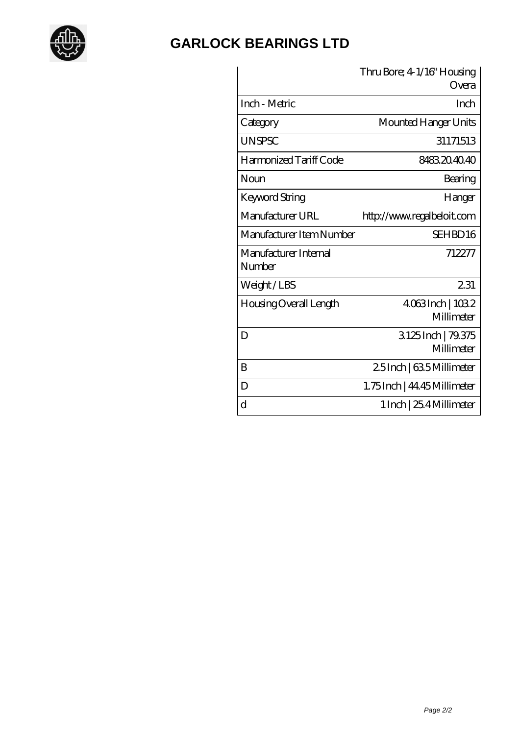# GARLOCK BEARINGS LTD

| | |
|---|---|
| | Thru Bore; 4-1/16" Housing Overa |
| Inch - Metric | Inch |
| Category | Mounted Hanger Units |
| UNSPSC | 31171513 |
| Harmonized Tariff Code | 8483.20.40.40 |
| Noun | Bearing |
| Keyword String | Hanger |
| Manufacturer URL | http://www.regalbeloit.com |
| Manufacturer Item Number | SEHBD16 |
| Manufacturer Internal Number | 712277 |
| Weight / LBS | 2.31 |
| Housing Overall Length | 4.063 Inch \| 103.2 Millimeter |
| D | 3.125 Inch \| 79.375 Millimeter |
| B | 2.5 Inch \| 63.5 Millimeter |
| D | 1.75 Inch \| 44.45 Millimeter |
| d | 1 Inch \| 25.4 Millimeter |